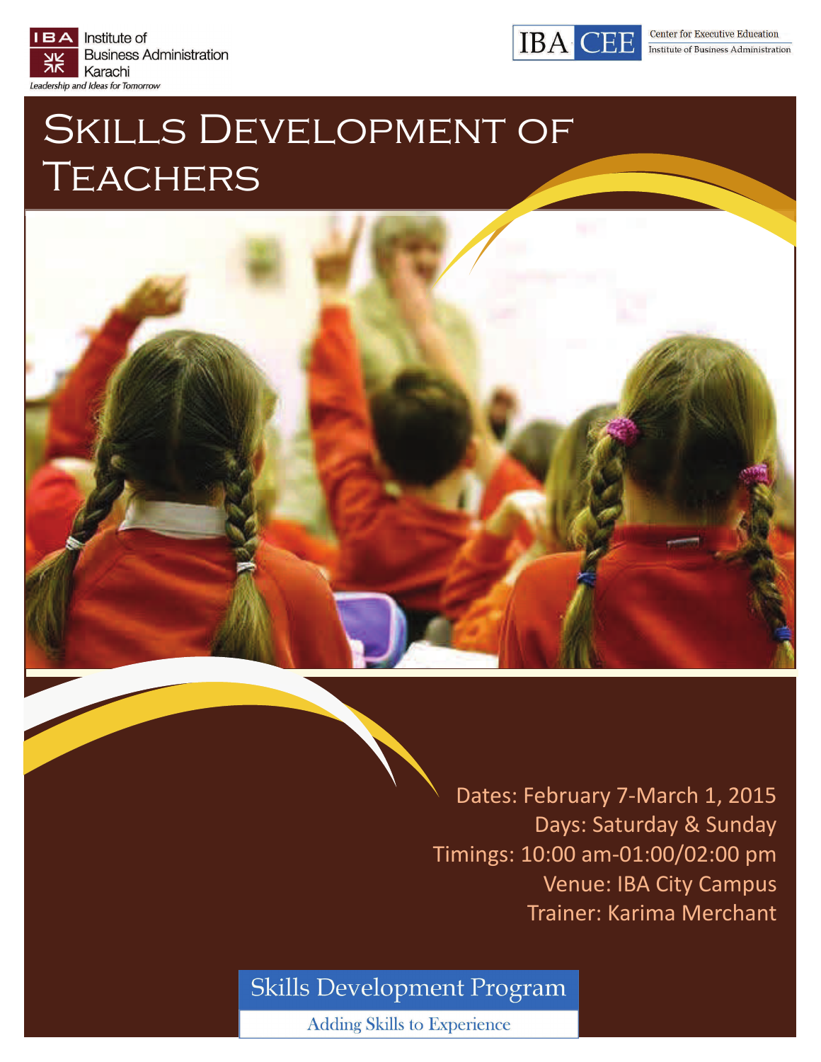IBA Institute of Business Administration Karachi

*Leadership and Ideas for Tomorrow*

IBA CEE Center for Executive Education Institute of Business Administration

# Skills Development of Teachers

Dates: February 7-March 1, 2015

Days: Saturday & Sunday

Timings: 10:00 am-01:00/02:00 pm

Venue: IBA City Campus

Trainer: Karima Merchant

Skills Development Program

Adding Skills to Experience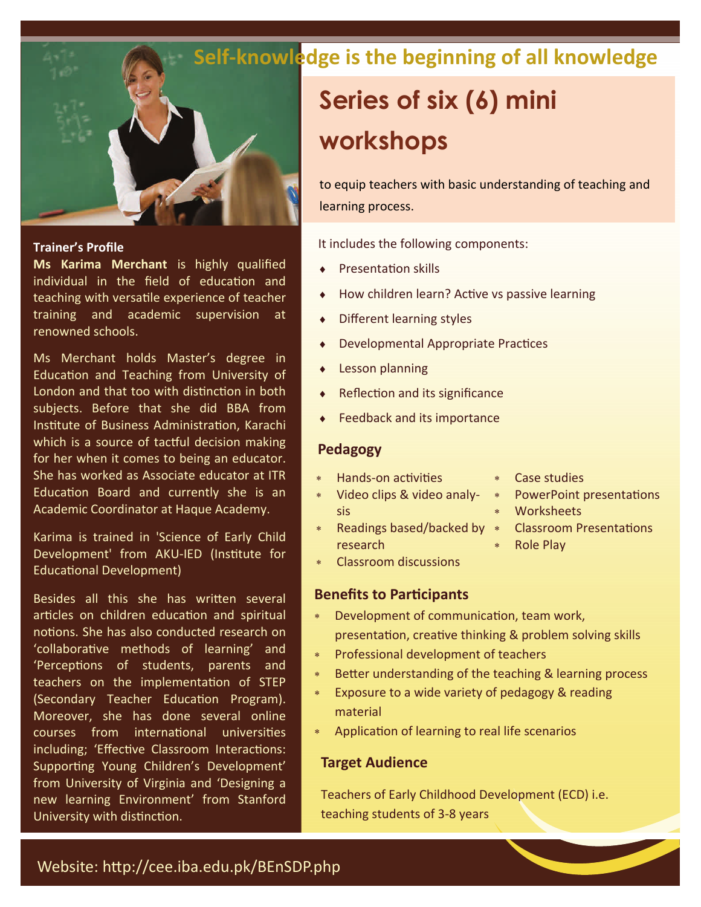## Self-knowledge is the beginning of all knowledge

**Trainer's Profile**

**Ms Karima Merchant** is highly qualified individual in the field of education and teaching with versatile experience of teacher training and academic supervision at renowned schools.

Ms Merchant holds Master's degree in Education and Teaching from University of London and that too with distinction in both subjects. Before that she did BBA from Institute of Business Administration, Karachi which is a source of tactful decision making for her when it comes to being an educator. She has worked as Associate educator at ITR Education Board and currently she is an Academic Coordinator at Haque Academy.

Karima is trained in 'Science of Early Child Development' from AKU-IED (Institute for Educational Development)

Besides all this she has written several articles on children education and spiritual notions. She has also conducted research on 'collaborative methods of learning' and 'Perceptions of students, parents and teachers on the implementation of STEP (Secondary Teacher Education Program). Moreover, she has done several online courses from international universities including; 'Effective Classroom Interactions: Supporting Young Children's Development' from University of Virginia and 'Designing a new learning Environment' from Stanford University with distinction.

# Series of six (6) mini workshops

to equip teachers with basic understanding of teaching and learning process.

It includes the following components:

- Presentation skills
- How children learn? Active vs passive learning
- Different learning styles
- Developmental Appropriate Practices
- Lesson planning
- Reflection and its significance
- Feedback and its importance

### Pedagogy

- Hands-on activities
- Video clips & video analysis
- Readings based/backed by research
- Classroom discussions
- Case studies
- PowerPoint presentations
- Worksheets
- Classroom Presentations
- Role Play

### Benefits to Participants

- Development of communication, team work, presentation, creative thinking & problem solving skills
- Professional development of teachers
- Better understanding of the teaching & learning process
- Exposure to a wide variety of pedagogy & reading material
- Application of learning to real life scenarios

### Target Audience

Teachers of Early Childhood Development (ECD) i.e. teaching students of 3-8 years

Website: http://cee.iba.edu.pk/BEnSDP.php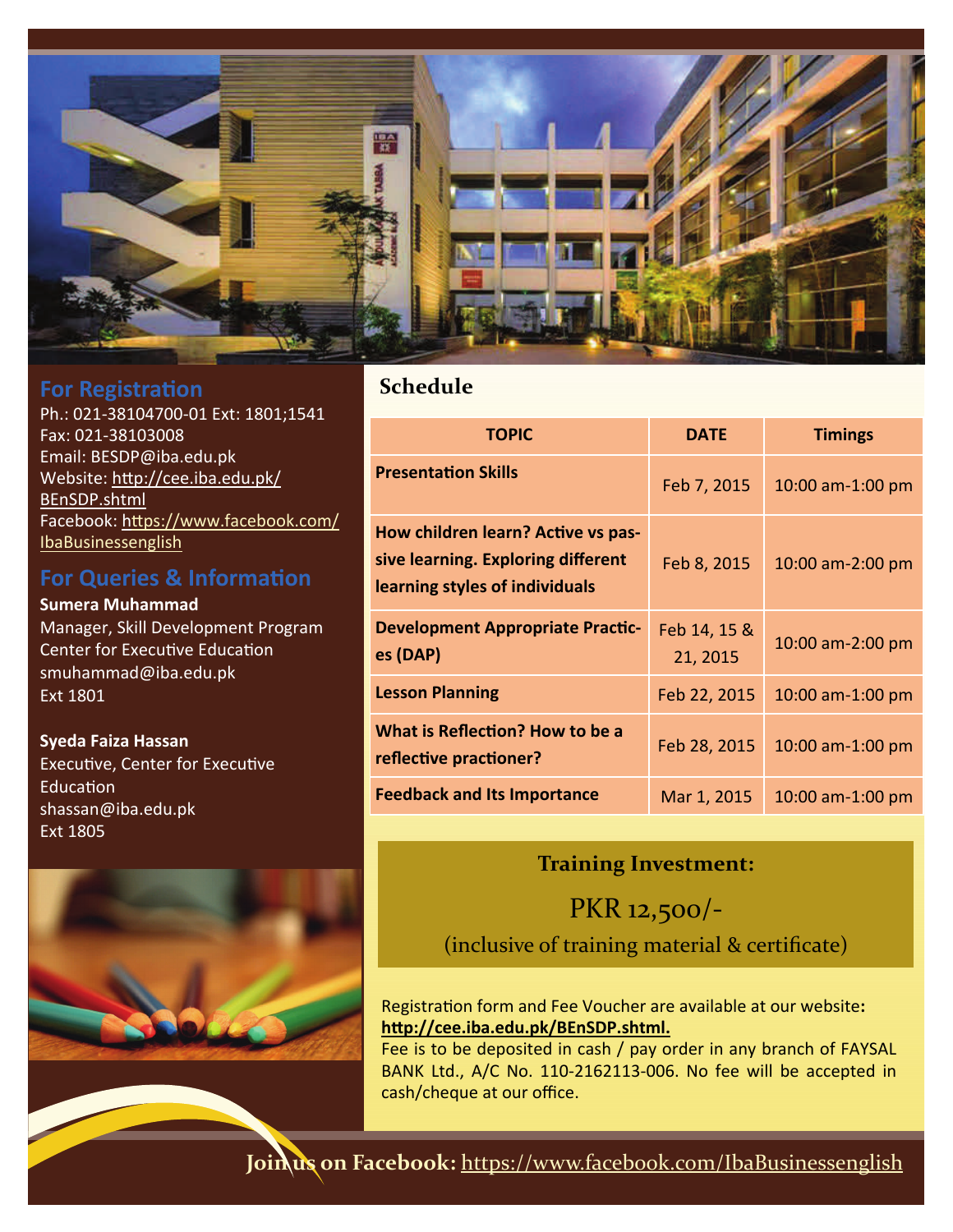## For Registration

Ph.: 021-38104700-01 Ext: 1801;1541
Fax: 021-38103008
Email: BESDP@iba.edu.pk
Website: http://cee.iba.edu.pk/BEnSDP.shtml
Facebook: https://www.facebook.com/IbaBusinessenglish

## For Queries & Information

**Sumera Muhammad**
Manager, Skill Development Program
Center for Executive Education
smuhammad@iba.edu.pk
Ext 1801

**Syeda Faiza Hassan**
Executive, Center for Executive Education
shassan@iba.edu.pk
Ext 1805

## Schedule

| TOPIC | DATE | Timings |
|---|---|---|
| **Presentation Skills** | Feb 7, 2015 | 10:00 am-1:00 pm |
| **How children learn? Active vs passive learning. Exploring different learning styles of individuals** | Feb 8, 2015 | 10:00 am-2:00 pm |
| **Development Appropriate Practices (DAP)** | Feb 14, 15 & 21, 2015 | 10:00 am-2:00 pm |
| **Lesson Planning** | Feb 22, 2015 | 10:00 am-1:00 pm |
| **What is Reflection? How to be a reflective practioner?** | Feb 28, 2015 | 10:00 am-1:00 pm |
| **Feedback and Its Importance** | Mar 1, 2015 | 10:00 am-1:00 pm |

**Training Investment:**

PKR 12,500/-

(inclusive of training material & certificate)

Registration form and Fee Voucher are available at our website: **http://cee.iba.edu.pk/BEnSDP.shtml.**
Fee is to be deposited in cash / pay order in any branch of FAYSAL BANK Ltd., A/C No. 110-2162113-006. No fee will be accepted in cash/cheque at our office.

**Join us on Facebook:** https://www.facebook.com/IbaBusinessenglish